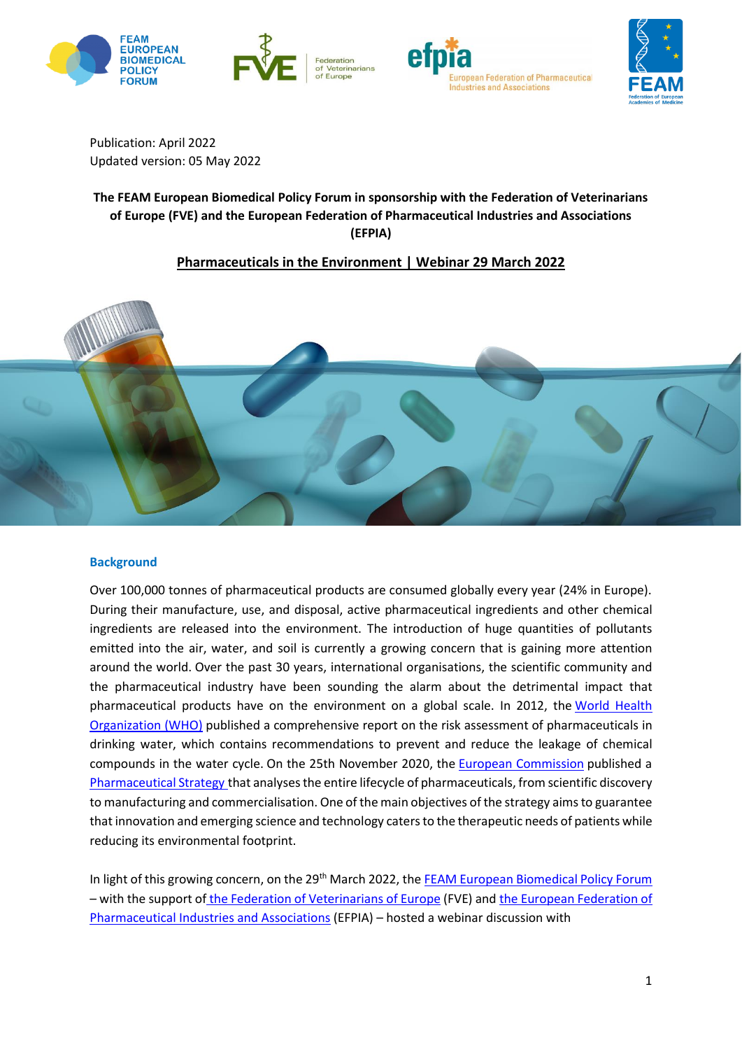Publication: April 2022
Updated version: 05 May 2022

**The FEAM European Biomedical Policy Forum in sponsorship with the Federation of Veterinarians of Europe (FVE) and the European Federation of Pharmaceutical Industries and Associations (EFPIA)**

**Pharmaceuticals in the Environment | Webinar 29 March 2022**

## Background

Over 100,000 tonnes of pharmaceutical products are consumed globally every year (24% in Europe). During their manufacture, use, and disposal, active pharmaceutical ingredients and other chemical ingredients are released into the environment. The introduction of huge quantities of pollutants emitted into the air, water, and soil is currently a growing concern that is gaining more attention around the world. Over the past 30 years, international organisations, the scientific community and the pharmaceutical industry have been sounding the alarm about the detrimental impact that pharmaceutical products have on the environment on a global scale. In 2012, the World Health Organization (WHO) published a comprehensive report on the risk assessment of pharmaceuticals in drinking water, which contains recommendations to prevent and reduce the leakage of chemical compounds in the water cycle. On the 25th November 2020, the European Commission published a Pharmaceutical Strategy that analyses the entire lifecycle of pharmaceuticals, from scientific discovery to manufacturing and commercialisation. One of the main objectives of the strategy aims to guarantee that innovation and emerging science and technology caters to the therapeutic needs of patients while reducing its environmental footprint.

In light of this growing concern, on the 29th March 2022, the FEAM European Biomedical Policy Forum – with the support of the Federation of Veterinarians of Europe (FVE) and the European Federation of Pharmaceutical Industries and Associations (EFPIA) – hosted a webinar discussion with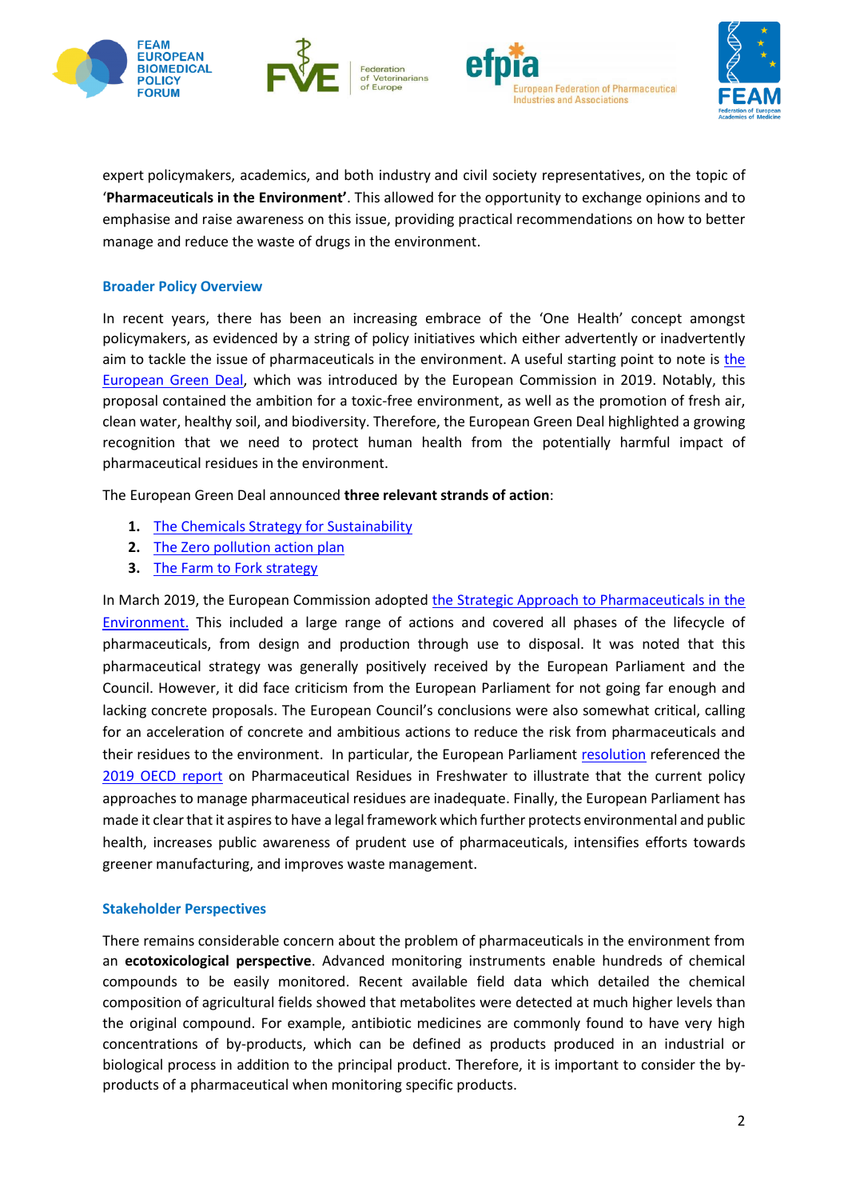expert policymakers, academics, and both industry and civil society representatives, on the topic of '**Pharmaceuticals in the Environment'**. This allowed for the opportunity to exchange opinions and to emphasise and raise awareness on this issue, providing practical recommendations on how to better manage and reduce the waste of drugs in the environment.

## Broader Policy Overview

In recent years, there has been an increasing embrace of the 'One Health' concept amongst policymakers, as evidenced by a string of policy initiatives which either advertently or inadvertently aim to tackle the issue of pharmaceuticals in the environment. A useful starting point to note is the European Green Deal, which was introduced by the European Commission in 2019. Notably, this proposal contained the ambition for a toxic-free environment, as well as the promotion of fresh air, clean water, healthy soil, and biodiversity. Therefore, the European Green Deal highlighted a growing recognition that we need to protect human health from the potentially harmful impact of pharmaceutical residues in the environment.

The European Green Deal announced **three relevant strands of action**:

1. The Chemicals Strategy for Sustainability
2. The Zero pollution action plan
3. The Farm to Fork strategy

In March 2019, the European Commission adopted the Strategic Approach to Pharmaceuticals in the Environment. This included a large range of actions and covered all phases of the lifecycle of pharmaceuticals, from design and production through use to disposal. It was noted that this pharmaceutical strategy was generally positively received by the European Parliament and the Council. However, it did face criticism from the European Parliament for not going far enough and lacking concrete proposals. The European Council's conclusions were also somewhat critical, calling for an acceleration of concrete and ambitious actions to reduce the risk from pharmaceuticals and their residues to the environment. In particular, the European Parliament resolution referenced the 2019 OECD report on Pharmaceutical Residues in Freshwater to illustrate that the current policy approaches to manage pharmaceutical residues are inadequate. Finally, the European Parliament has made it clear that it aspires to have a legal framework which further protects environmental and public health, increases public awareness of prudent use of pharmaceuticals, intensifies efforts towards greener manufacturing, and improves waste management.

## Stakeholder Perspectives

There remains considerable concern about the problem of pharmaceuticals in the environment from an **ecotoxicological perspective**. Advanced monitoring instruments enable hundreds of chemical compounds to be easily monitored. Recent available field data which detailed the chemical composition of agricultural fields showed that metabolites were detected at much higher levels than the original compound. For example, antibiotic medicines are commonly found to have very high concentrations of by-products, which can be defined as products produced in an industrial or biological process in addition to the principal product. Therefore, it is important to consider the by-products of a pharmaceutical when monitoring specific products.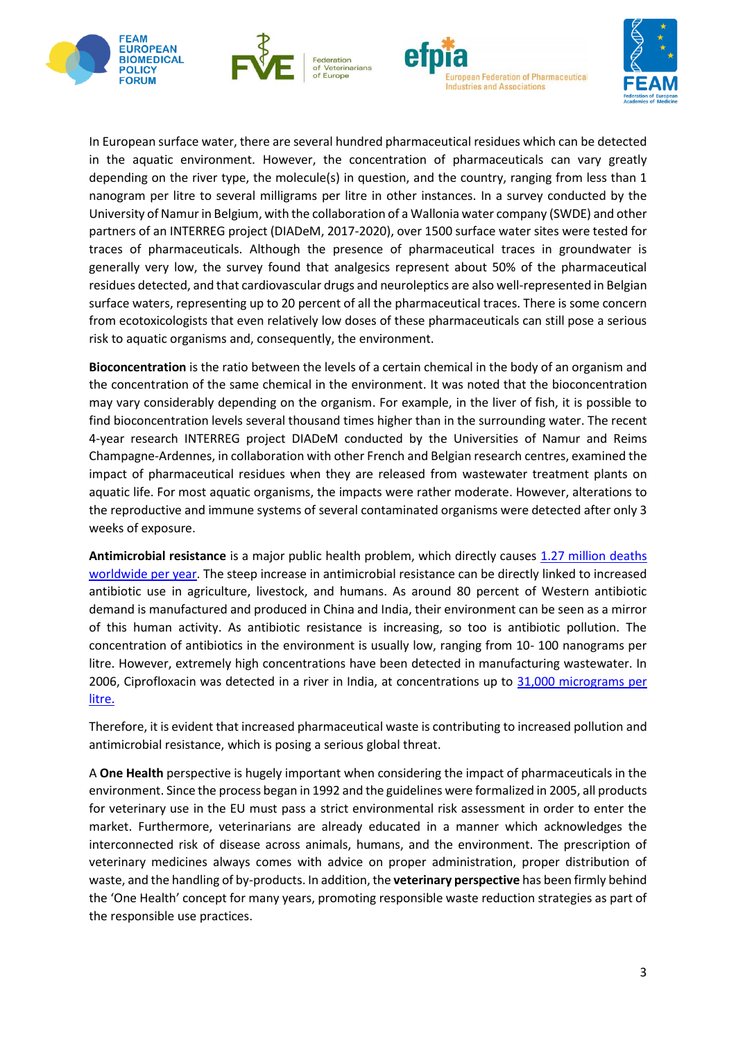In European surface water, there are several hundred pharmaceutical residues which can be detected in the aquatic environment. However, the concentration of pharmaceuticals can vary greatly depending on the river type, the molecule(s) in question, and the country, ranging from less than 1 nanogram per litre to several milligrams per litre in other instances. In a survey conducted by the University of Namur in Belgium, with the collaboration of a Wallonia water company (SWDE) and other partners of an INTERREG project (DIADeM, 2017-2020), over 1500 surface water sites were tested for traces of pharmaceuticals. Although the presence of pharmaceutical traces in groundwater is generally very low, the survey found that analgesics represent about 50% of the pharmaceutical residues detected, and that cardiovascular drugs and neuroleptics are also well-represented in Belgian surface waters, representing up to 20 percent of all the pharmaceutical traces. There is some concern from ecotoxicologists that even relatively low doses of these pharmaceuticals can still pose a serious risk to aquatic organisms and, consequently, the environment.

**Bioconcentration** is the ratio between the levels of a certain chemical in the body of an organism and the concentration of the same chemical in the environment. It was noted that the bioconcentration may vary considerably depending on the organism. For example, in the liver of fish, it is possible to find bioconcentration levels several thousand times higher than in the surrounding water. The recent 4-year research INTERREG project DIADeM conducted by the Universities of Namur and Reims Champagne-Ardennes, in collaboration with other French and Belgian research centres, examined the impact of pharmaceutical residues when they are released from wastewater treatment plants on aquatic life. For most aquatic organisms, the impacts were rather moderate. However, alterations to the reproductive and immune systems of several contaminated organisms were detected after only 3 weeks of exposure.

**Antimicrobial resistance** is a major public health problem, which directly causes [1.27 million deaths worldwide per year](). The steep increase in antimicrobial resistance can be directly linked to increased antibiotic use in agriculture, livestock, and humans. As around 80 percent of Western antibiotic demand is manufactured and produced in China and India, their environment can be seen as a mirror of this human activity. As antibiotic resistance is increasing, so too is antibiotic pollution. The concentration of antibiotics in the environment is usually low, ranging from 10- 100 nanograms per litre. However, extremely high concentrations have been detected in manufacturing wastewater. In 2006, Ciprofloxacin was detected in a river in India, at concentrations up to [31,000 micrograms per litre.]()

Therefore, it is evident that increased pharmaceutical waste is contributing to increased pollution and antimicrobial resistance, which is posing a serious global threat.

A **One Health** perspective is hugely important when considering the impact of pharmaceuticals in the environment. Since the process began in 1992 and the guidelines were formalized in 2005, all products for veterinary use in the EU must pass a strict environmental risk assessment in order to enter the market. Furthermore, veterinarians are already educated in a manner which acknowledges the interconnected risk of disease across animals, humans, and the environment. The prescription of veterinary medicines always comes with advice on proper administration, proper distribution of waste, and the handling of by-products. In addition, the **veterinary perspective** has been firmly behind the 'One Health' concept for many years, promoting responsible waste reduction strategies as part of the responsible use practices.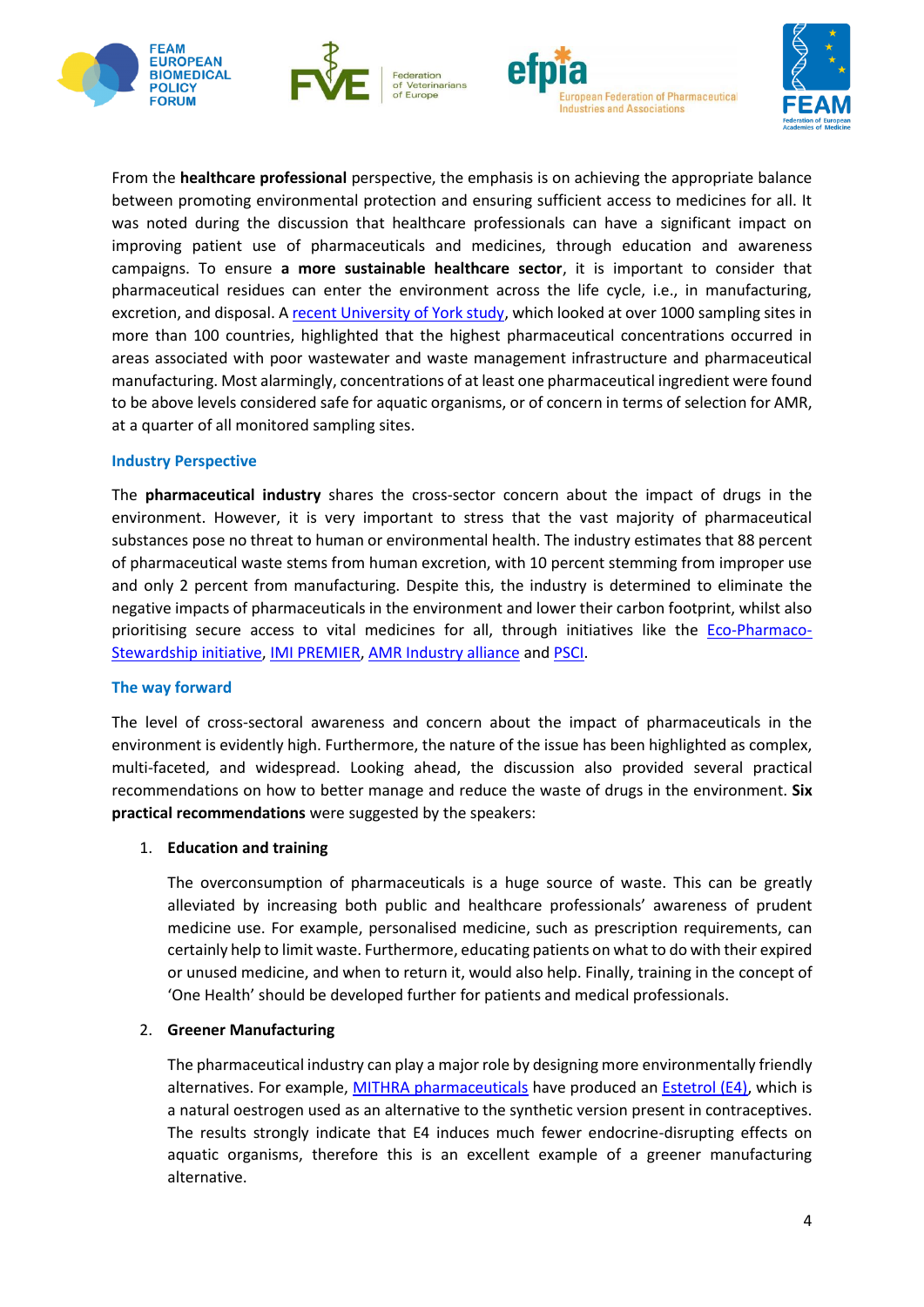From the **healthcare professional** perspective, the emphasis is on achieving the appropriate balance between promoting environmental protection and ensuring sufficient access to medicines for all. It was noted during the discussion that healthcare professionals can have a significant impact on improving patient use of pharmaceuticals and medicines, through education and awareness campaigns. To ensure **a more sustainable healthcare sector**, it is important to consider that pharmaceutical residues can enter the environment across the life cycle, i.e., in manufacturing, excretion, and disposal. A recent University of York study, which looked at over 1000 sampling sites in more than 100 countries, highlighted that the highest pharmaceutical concentrations occurred in areas associated with poor wastewater and waste management infrastructure and pharmaceutical manufacturing. Most alarmingly, concentrations of at least one pharmaceutical ingredient were found to be above levels considered safe for aquatic organisms, or of concern in terms of selection for AMR, at a quarter of all monitored sampling sites.

### Industry Perspective

The **pharmaceutical industry** shares the cross-sector concern about the impact of drugs in the environment. However, it is very important to stress that the vast majority of pharmaceutical substances pose no threat to human or environmental health. The industry estimates that 88 percent of pharmaceutical waste stems from human excretion, with 10 percent stemming from improper use and only 2 percent from manufacturing. Despite this, the industry is determined to eliminate the negative impacts of pharmaceuticals in the environment and lower their carbon footprint, whilst also prioritising secure access to vital medicines for all, through initiatives like the Eco-Pharmaco-Stewardship initiative, IMI PREMIER, AMR Industry alliance and PSCI.

### The way forward

The level of cross-sectoral awareness and concern about the impact of pharmaceuticals in the environment is evidently high. Furthermore, the nature of the issue has been highlighted as complex, multi-faceted, and widespread. Looking ahead, the discussion also provided several practical recommendations on how to better manage and reduce the waste of drugs in the environment. **Six practical recommendations** were suggested by the speakers:

1. **Education and training**

   The overconsumption of pharmaceuticals is a huge source of waste. This can be greatly alleviated by increasing both public and healthcare professionals' awareness of prudent medicine use. For example, personalised medicine, such as prescription requirements, can certainly help to limit waste. Furthermore, educating patients on what to do with their expired or unused medicine, and when to return it, would also help. Finally, training in the concept of 'One Health' should be developed further for patients and medical professionals.

2. **Greener Manufacturing**

   The pharmaceutical industry can play a major role by designing more environmentally friendly alternatives. For example, MITHRA pharmaceuticals have produced an Estetrol (E4), which is a natural oestrogen used as an alternative to the synthetic version present in contraceptives. The results strongly indicate that E4 induces much fewer endocrine-disrupting effects on aquatic organisms, therefore this is an excellent example of a greener manufacturing alternative.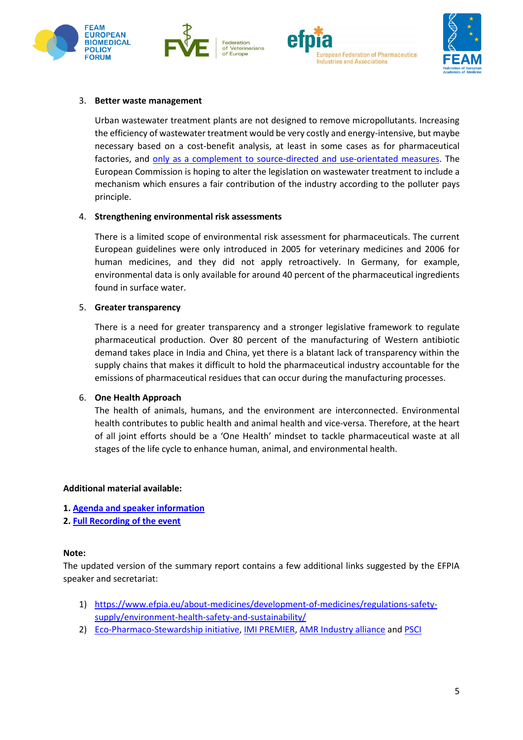3. **Better waste management**

   Urban wastewater treatment plants are not designed to remove micropollutants. Increasing the efficiency of wastewater treatment would be very costly and energy-intensive, but maybe necessary based on a cost-benefit analysis, at least in some cases as for pharmaceutical factories, and only as a complement to source-directed and use-orientated measures. The European Commission is hoping to alter the legislation on wastewater treatment to include a mechanism which ensures a fair contribution of the industry according to the polluter pays principle.

4. **Strengthening environmental risk assessments**

   There is a limited scope of environmental risk assessment for pharmaceuticals. The current European guidelines were only introduced in 2005 for veterinary medicines and 2006 for human medicines, and they did not apply retroactively. In Germany, for example, environmental data is only available for around 40 percent of the pharmaceutical ingredients found in surface water.

5. **Greater transparency**

   There is a need for greater transparency and a stronger legislative framework to regulate pharmaceutical production. Over 80 percent of the manufacturing of Western antibiotic demand takes place in India and China, yet there is a blatant lack of transparency within the supply chains that makes it difficult to hold the pharmaceutical industry accountable for the emissions of pharmaceutical residues that can occur during the manufacturing processes.

6. **One Health Approach**

   The health of animals, humans, and the environment are interconnected. Environmental health contributes to public health and animal health and vice-versa. Therefore, at the heart of all joint efforts should be a 'One Health' mindset to tackle pharmaceutical waste at all stages of the life cycle to enhance human, animal, and environmental health.

**Additional material available:**

**1. Agenda and speaker information**
**2. Full Recording of the event**

**Note:**
The updated version of the summary report contains a few additional links suggested by the EFPIA speaker and secretariat:

1) https://www.efpia.eu/about-medicines/development-of-medicines/regulations-safety-supply/environment-health-safety-and-sustainability/
2) Eco-Pharmaco-Stewardship initiative, IMI PREMIER, AMR Industry alliance and PSCI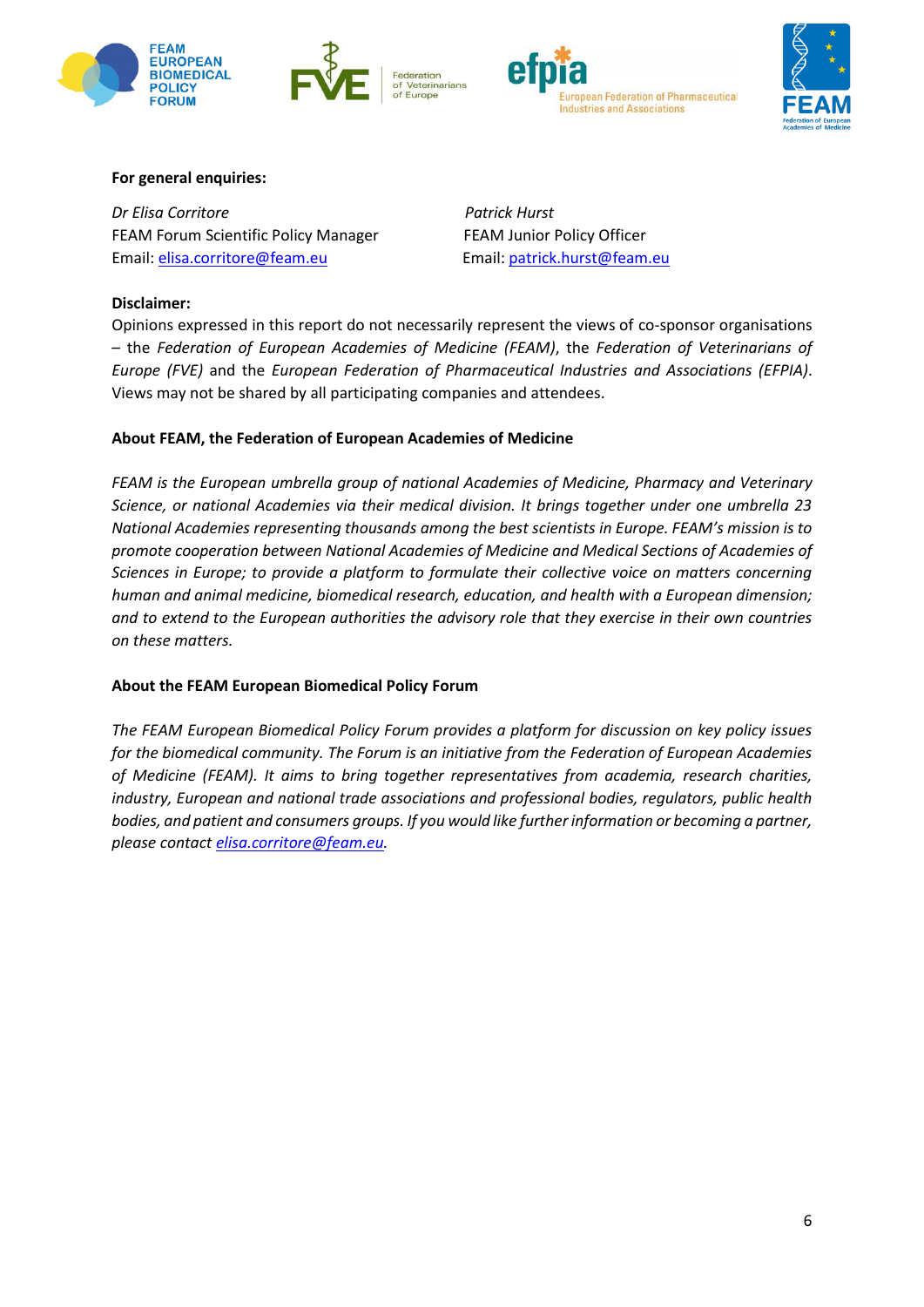**For general enquiries:**

*Dr Elisa Corritore*
FEAM Forum Scientific Policy Manager
Email: elisa.corritore@feam.eu

*Patrick Hurst*
FEAM Junior Policy Officer
Email: patrick.hurst@feam.eu

**Disclaimer:**
Opinions expressed in this report do not necessarily represent the views of co-sponsor organisations – the *Federation of European Academies of Medicine (FEAM)*, the *Federation of Veterinarians of Europe (FVE)* and the *European Federation of Pharmaceutical Industries and Associations (EFPIA)*. Views may not be shared by all participating companies and attendees.

**About FEAM, the Federation of European Academies of Medicine**

*FEAM is the European umbrella group of national Academies of Medicine, Pharmacy and Veterinary Science, or national Academies via their medical division. It brings together under one umbrella 23 National Academies representing thousands among the best scientists in Europe. FEAM's mission is to promote cooperation between National Academies of Medicine and Medical Sections of Academies of Sciences in Europe; to provide a platform to formulate their collective voice on matters concerning human and animal medicine, biomedical research, education, and health with a European dimension; and to extend to the European authorities the advisory role that they exercise in their own countries on these matters.*

**About the FEAM European Biomedical Policy Forum**

*The FEAM European Biomedical Policy Forum provides a platform for discussion on key policy issues for the biomedical community. The Forum is an initiative from the Federation of European Academies of Medicine (FEAM). It aims to bring together representatives from academia, research charities, industry, European and national trade associations and professional bodies, regulators, public health bodies, and patient and consumers groups. If you would like further information or becoming a partner, please contact elisa.corritore@feam.eu.*